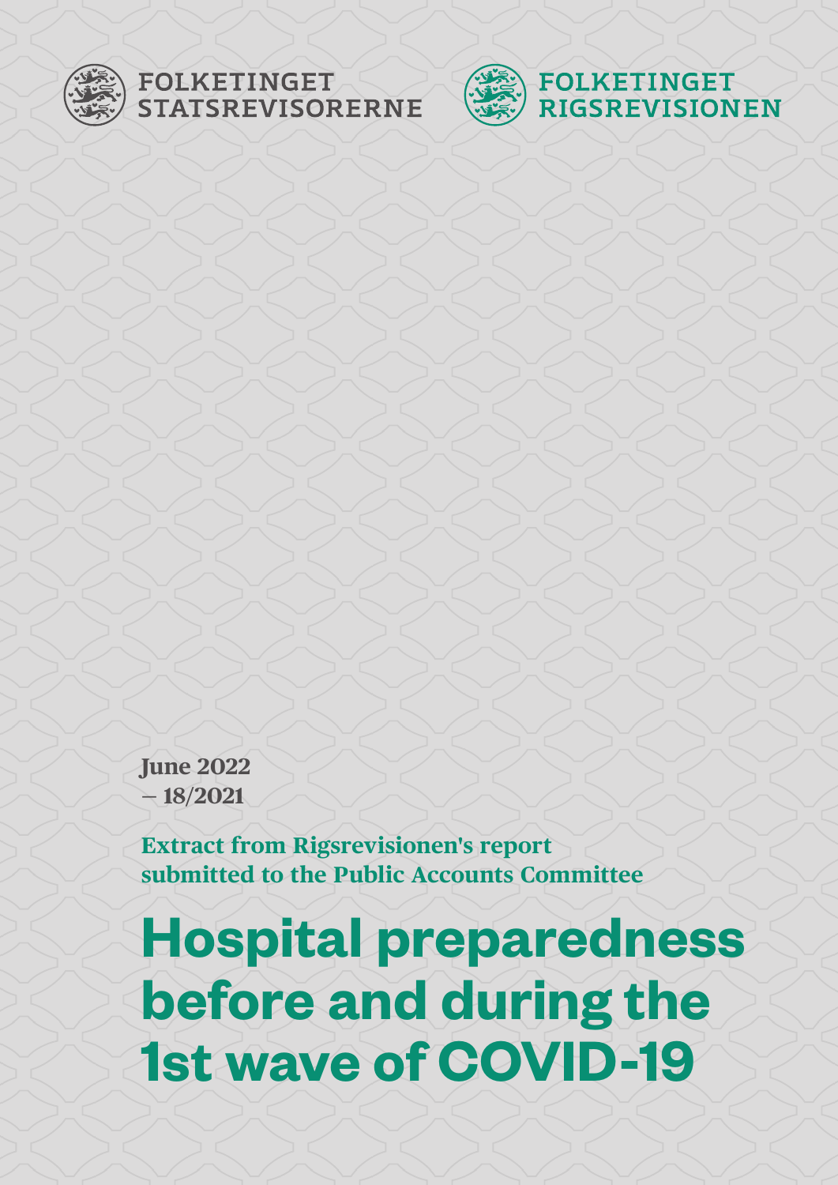FOLKETINGET
STATSREVISORERNE

FOLKETINGET
RIGSREVISIONEN

June 2022
– 18/2021

**Extract from Rigsrevisionen's report submitted to the Public Accounts Committee**

# Hospital preparedness before and during the 1st wave of COVID-19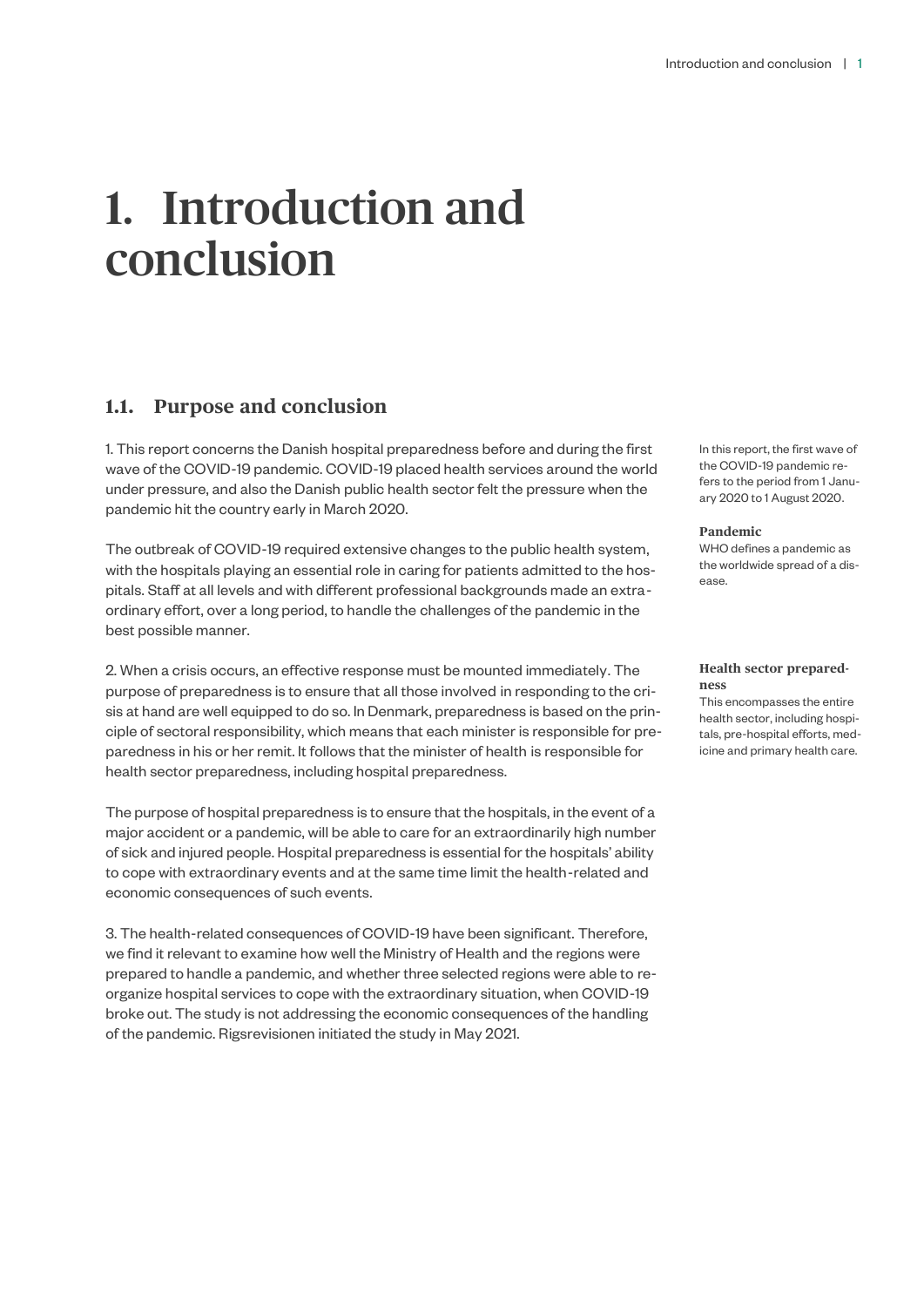# 1. Introduction and conclusion

## 1.1. Purpose and conclusion

1. This report concerns the Danish hospital preparedness before and during the first wave of the COVID-19 pandemic. COVID-19 placed health services around the world under pressure, and also the Danish public health sector felt the pressure when the pandemic hit the country early in March 2020.

In this report, the first wave of the COVID-19 pandemic refers to the period from 1 January 2020 to 1 August 2020.

**Pandemic**
WHO defines a pandemic as the worldwide spread of a disease.

The outbreak of COVID-19 required extensive changes to the public health system, with the hospitals playing an essential role in caring for patients admitted to the hospitals. Staff at all levels and with different professional backgrounds made an extraordinary effort, over a long period, to handle the challenges of the pandemic in the best possible manner.

2. When a crisis occurs, an effective response must be mounted immediately. The purpose of preparedness is to ensure that all those involved in responding to the crisis at hand are well equipped to do so. In Denmark, preparedness is based on the principle of sectoral responsibility, which means that each minister is responsible for preparedness in his or her remit. It follows that the minister of health is responsible for health sector preparedness, including hospital preparedness.

**Health sector preparedness**
This encompasses the entire health sector, including hospitals, pre-hospital efforts, medicine and primary health care.

The purpose of hospital preparedness is to ensure that the hospitals, in the event of a major accident or a pandemic, will be able to care for an extraordinarily high number of sick and injured people. Hospital preparedness is essential for the hospitals' ability to cope with extraordinary events and at the same time limit the health-related and economic consequences of such events.

3. The health-related consequences of COVID-19 have been significant. Therefore, we find it relevant to examine how well the Ministry of Health and the regions were prepared to handle a pandemic, and whether three selected regions were able to reorganize hospital services to cope with the extraordinary situation, when COVID-19 broke out. The study is not addressing the economic consequences of the handling of the pandemic. Rigsrevisionen initiated the study in May 2021.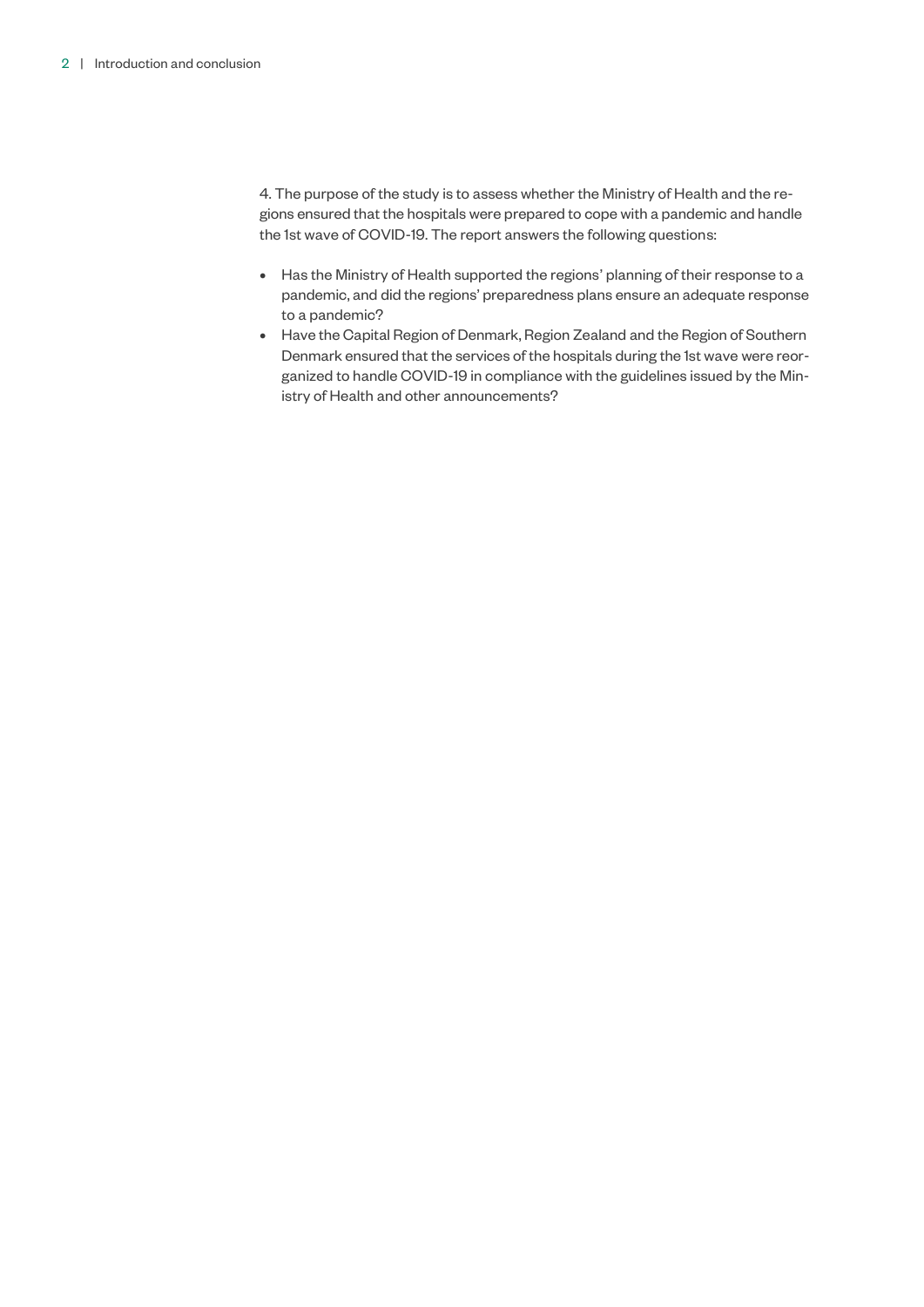4. The purpose of the study is to assess whether the Ministry of Health and the regions ensured that the hospitals were prepared to cope with a pandemic and handle the 1st wave of COVID-19. The report answers the following questions:

- Has the Ministry of Health supported the regions' planning of their response to a pandemic, and did the regions' preparedness plans ensure an adequate response to a pandemic?
- Have the Capital Region of Denmark, Region Zealand and the Region of Southern Denmark ensured that the services of the hospitals during the 1st wave were reorganized to handle COVID-19 in compliance with the guidelines issued by the Ministry of Health and other announcements?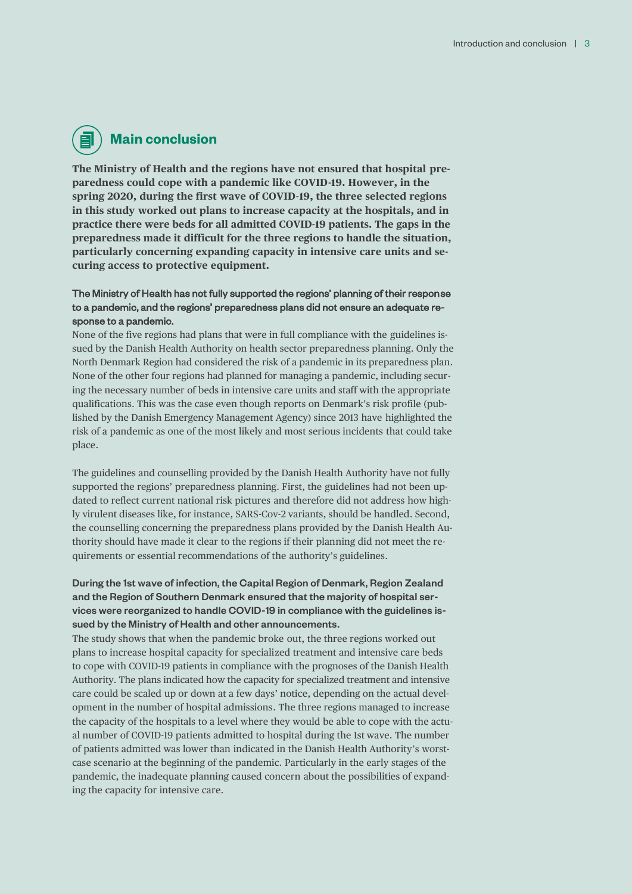## Main conclusion

**The Ministry of Health and the regions have not ensured that hospital preparedness could cope with a pandemic like COVID-19. However, in the spring 2020, during the first wave of COVID-19, the three selected regions in this study worked out plans to increase capacity at the hospitals, and in practice there were beds for all admitted COVID-19 patients. The gaps in the preparedness made it difficult for the three regions to handle the situation, particularly concerning expanding capacity in intensive care units and securing access to protective equipment.**

**The Ministry of Health has not fully supported the regions' planning of their response to a pandemic, and the regions' preparedness plans did not ensure an adequate response to a pandemic.**

None of the five regions had plans that were in full compliance with the guidelines issued by the Danish Health Authority on health sector preparedness planning. Only the North Denmark Region had considered the risk of a pandemic in its preparedness plan. None of the other four regions had planned for managing a pandemic, including securing the necessary number of beds in intensive care units and staff with the appropriate qualifications. This was the case even though reports on Denmark's risk profile (published by the Danish Emergency Management Agency) since 2013 have highlighted the risk of a pandemic as one of the most likely and most serious incidents that could take place.

The guidelines and counselling provided by the Danish Health Authority have not fully supported the regions' preparedness planning. First, the guidelines had not been updated to reflect current national risk pictures and therefore did not address how highly virulent diseases like, for instance, SARS-Cov-2 variants, should be handled. Second, the counselling concerning the preparedness plans provided by the Danish Health Authority should have made it clear to the regions if their planning did not meet the requirements or essential recommendations of the authority's guidelines.

**During the 1st wave of infection, the Capital Region of Denmark, Region Zealand and the Region of Southern Denmark ensured that the majority of hospital services were reorganized to handle COVID-19 in compliance with the guidelines issued by the Ministry of Health and other announcements.**

The study shows that when the pandemic broke out, the three regions worked out plans to increase hospital capacity for specialized treatment and intensive care beds to cope with COVID-19 patients in compliance with the prognoses of the Danish Health Authority. The plans indicated how the capacity for specialized treatment and intensive care could be scaled up or down at a few days' notice, depending on the actual development in the number of hospital admissions. The three regions managed to increase the capacity of the hospitals to a level where they would be able to cope with the actual number of COVID-19 patients admitted to hospital during the 1st wave. The number of patients admitted was lower than indicated in the Danish Health Authority's worst-case scenario at the beginning of the pandemic. Particularly in the early stages of the pandemic, the inadequate planning caused concern about the possibilities of expanding the capacity for intensive care.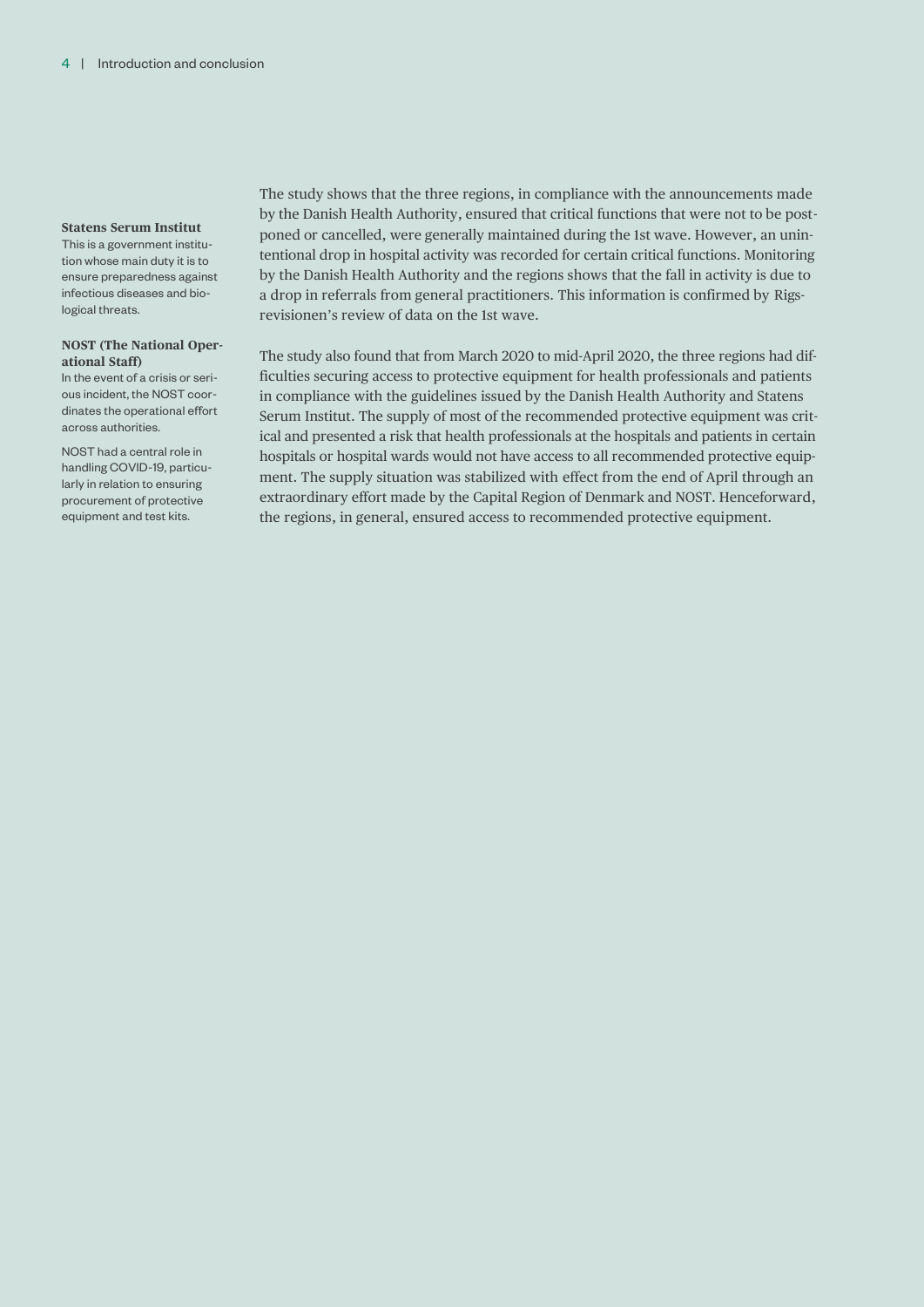The study shows that the three regions, in compliance with the announcements made by the Danish Health Authority, ensured that critical functions that were not to be postponed or cancelled, were generally maintained during the 1st wave. However, an unintentional drop in hospital activity was recorded for certain critical functions. Monitoring by the Danish Health Authority and the regions shows that the fall in activity is due to a drop in referrals from general practitioners. This information is confirmed by Rigsrevisionen's review of data on the 1st wave.

The study also found that from March 2020 to mid-April 2020, the three regions had difficulties securing access to protective equipment for health professionals and patients in compliance with the guidelines issued by the Danish Health Authority and Statens Serum Institut. The supply of most of the recommended protective equipment was critical and presented a risk that health professionals at the hospitals and patients in certain hospitals or hospital wards would not have access to all recommended protective equipment. The supply situation was stabilized with effect from the end of April through an extraordinary effort made by the Capital Region of Denmark and NOST. Henceforward, the regions, in general, ensured access to recommended protective equipment.

**Statens Serum Institut**
This is a government institution whose main duty it is to ensure preparedness against infectious diseases and biological threats.

**NOST (The National Operational Staff)**
In the event of a crisis or serious incident, the NOST coordinates the operational effort across authorities.

NOST had a central role in handling COVID-19, particularly in relation to ensuring procurement of protective equipment and test kits.